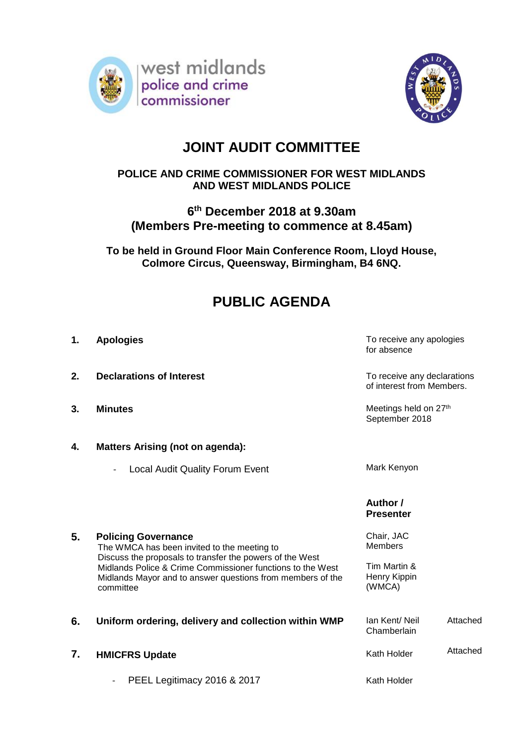west midlands police and crime commissioner

# JOINT AUDIT COMMITTEE

## POLICE AND CRIME COMMISSIONER FOR WEST MIDLANDS AND WEST MIDLANDS POLICE

## 6th December 2018 at 9.30am (Members Pre-meeting to commence at 8.45am)

**To be held in Ground Floor Main Conference Room, Lloyd House, Colmore Circus, Queensway, Birmingham, B4 6NQ.**

# PUBLIC AGENDA

| | | | |
|---|---|---|---|
| **1.** | **Apologies** | To receive any apologies for absence | |
| **2.** | **Declarations of Interest** | To receive any declarations of interest from Members. | |
| **3.** | **Minutes** | Meetings held on 27th September 2018 | |
| **4.** | **Matters Arising (not on agenda):** | | |
| | - Local Audit Quality Forum Event | Mark Kenyon | |
| | | **Author / Presenter** | |
| **5.** | **Policing Governance**<br>The WMCA has been invited to the meeting to Discuss the proposals to transfer the powers of the West Midlands Police & Crime Commissioner functions to the West Midlands Mayor and to answer questions from members of the committee | Chair, JAC Members<br><br>Tim Martin & Henry Kippin (WMCA) | |
| **6.** | **Uniform ordering, delivery and collection within WMP** | Ian Kent/ Neil Chamberlain | Attached |
| **7.** | **HMICFRS Update** | Kath Holder | Attached |
| | - PEEL Legitimacy 2016 & 2017 | Kath Holder | |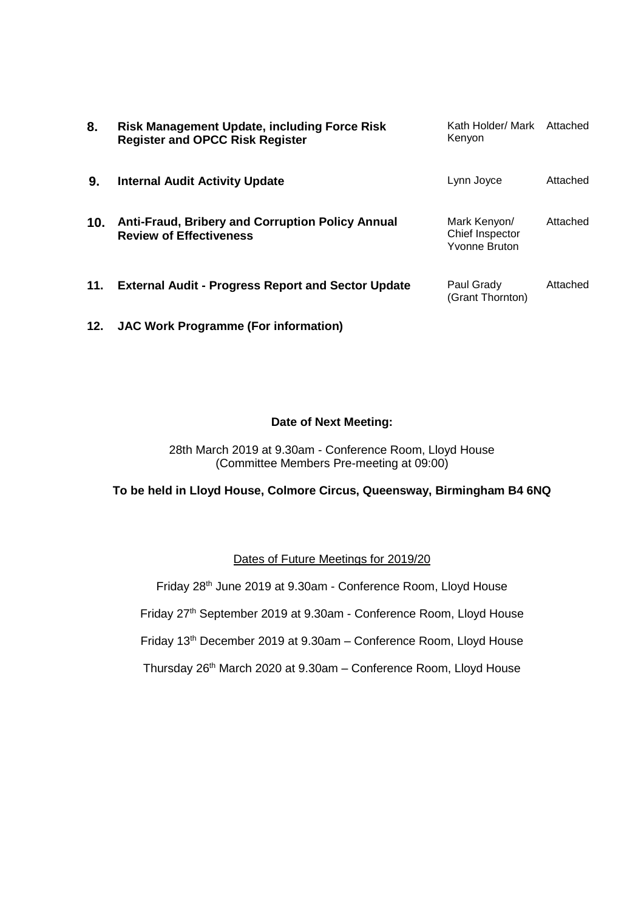| | | | |
|---|---|---|---|
| **8.** | **Risk Management Update, including Force Risk Register and OPCC Risk Register** | Kath Holder/ Mark Kenyon | Attached |
| **9.** | **Internal Audit Activity Update** | Lynn Joyce | Attached |
| **10.** | **Anti-Fraud, Bribery and Corruption Policy Annual Review of Effectiveness** | Mark Kenyon/ Chief Inspector Yvonne Bruton | Attached |
| **11.** | **External Audit - Progress Report and Sector Update** | Paul Grady (Grant Thornton) | Attached |
| **12.** | **JAC Work Programme (For information)** | | |

**Date of Next Meeting:**

28th March 2019 at 9.30am - Conference Room, Lloyd House
(Committee Members Pre-meeting at 09:00)

**To be held in Lloyd House, Colmore Circus, Queensway, Birmingham B4 6NQ**

Dates of Future Meetings for 2019/20

Friday 28th June 2019 at 9.30am - Conference Room, Lloyd House

Friday 27th September 2019 at 9.30am - Conference Room, Lloyd House

Friday 13th December 2019 at 9.30am – Conference Room, Lloyd House

Thursday 26th March 2020 at 9.30am – Conference Room, Lloyd House